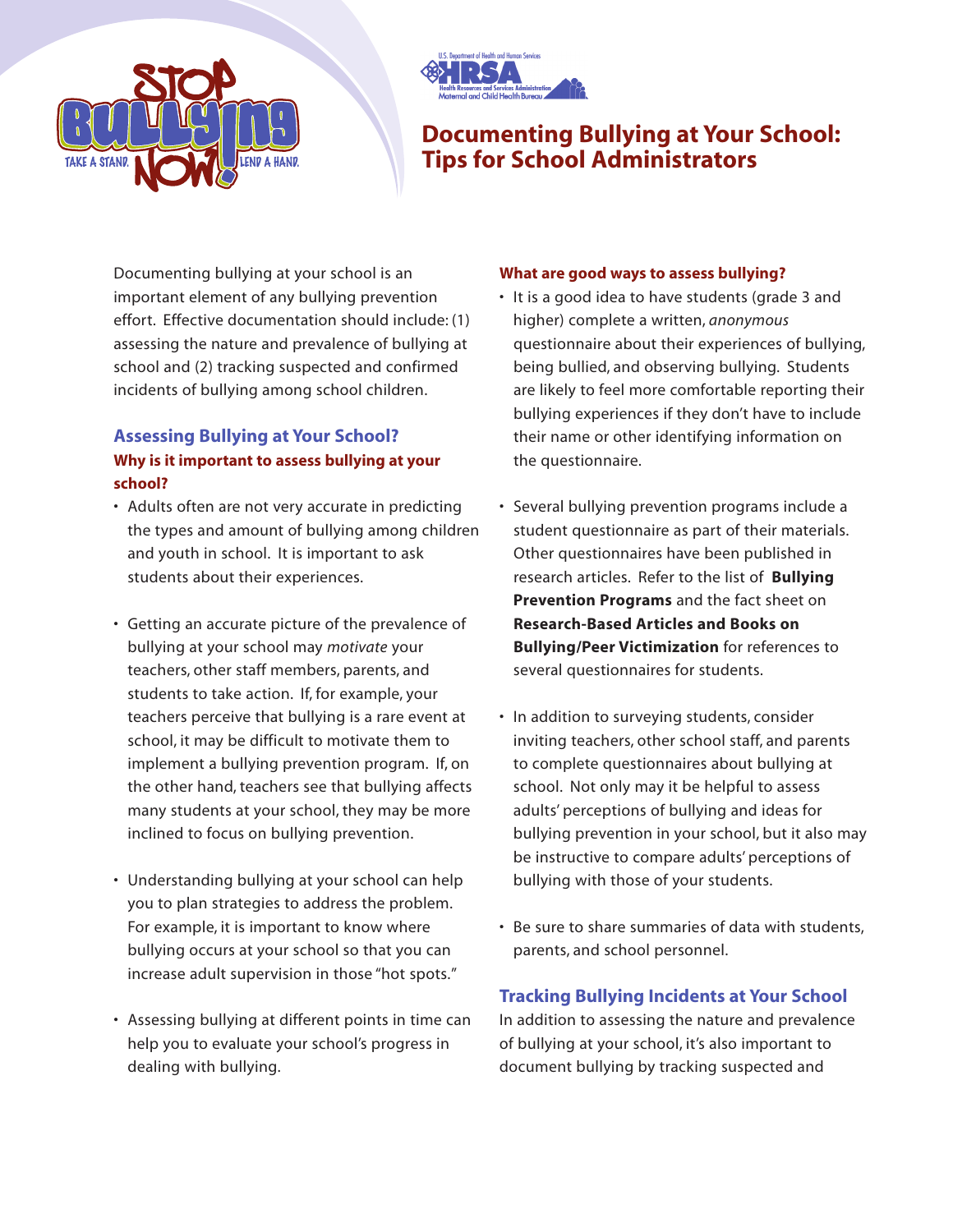# Documenting Bullying at Your School: Tips for School Administrators

Documenting bullying at your school is an important element of any bullying prevention effort. Effective documentation should include: (1) assessing the nature and prevalence of bullying at school and (2) tracking suspected and confirmed incidents of bullying among school children.

## Assessing Bullying at Your School?

### Why is it important to assess bullying at your school?

- Adults often are not very accurate in predicting the types and amount of bullying among children and youth in school. It is important to ask students about their experiences.
- Getting an accurate picture of the prevalence of bullying at your school may *motivate* your teachers, other staff members, parents, and students to take action. If, for example, your teachers perceive that bullying is a rare event at school, it may be difficult to motivate them to implement a bullying prevention program. If, on the other hand, teachers see that bullying affects many students at your school, they may be more inclined to focus on bullying prevention.
- Understanding bullying at your school can help you to plan strategies to address the problem. For example, it is important to know where bullying occurs at your school so that you can increase adult supervision in those "hot spots."
- Assessing bullying at different points in time can help you to evaluate your school's progress in dealing with bullying.

### What are good ways to assess bullying?

- It is a good idea to have students (grade 3 and higher) complete a written, *anonymous* questionnaire about their experiences of bullying, being bullied, and observing bullying. Students are likely to feel more comfortable reporting their bullying experiences if they don't have to include their name or other identifying information on the questionnaire.
- Several bullying prevention programs include a student questionnaire as part of their materials. Other questionnaires have been published in research articles. Refer to the list of **Bullying Prevention Programs** and the fact sheet on **Research-Based Articles and Books on Bullying/Peer Victimization** for references to several questionnaires for students.
- In addition to surveying students, consider inviting teachers, other school staff, and parents to complete questionnaires about bullying at school. Not only may it be helpful to assess adults' perceptions of bullying and ideas for bullying prevention in your school, but it also may be instructive to compare adults' perceptions of bullying with those of your students.
- Be sure to share summaries of data with students, parents, and school personnel.

## Tracking Bullying Incidents at Your School

In addition to assessing the nature and prevalence of bullying at your school, it's also important to document bullying by tracking suspected and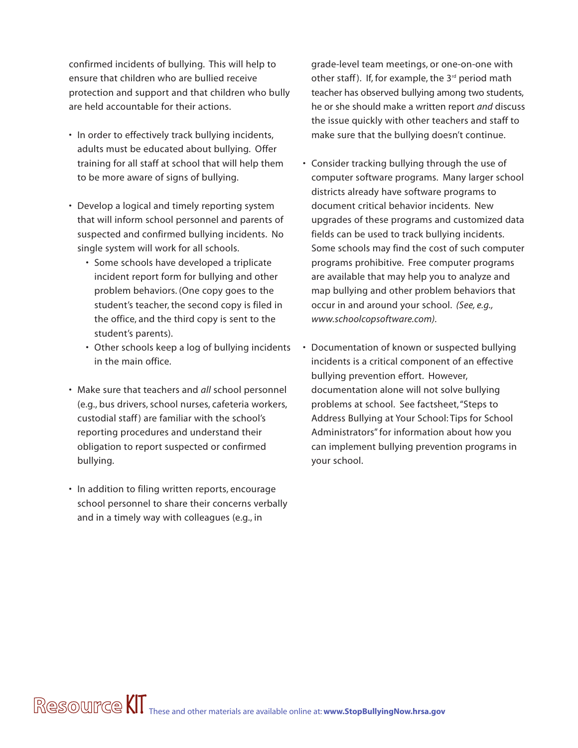confirmed incidents of bullying. This will help to ensure that children who are bullied receive protection and support and that children who bully are held accountable for their actions.

- In order to effectively track bullying incidents, adults must be educated about bullying. Offer training for all staff at school that will help them to be more aware of signs of bullying.
- Develop a logical and timely reporting system that will inform school personnel and parents of suspected and confirmed bullying incidents. No single system will work for all schools.
  - Some schools have developed a triplicate incident report form for bullying and other problem behaviors. (One copy goes to the student's teacher, the second copy is filed in the office, and the third copy is sent to the student's parents).
  - Other schools keep a log of bullying incidents in the main office.
- Make sure that teachers and *all* school personnel (e.g., bus drivers, school nurses, cafeteria workers, custodial staff) are familiar with the school's reporting procedures and understand their obligation to report suspected or confirmed bullying.
- In addition to filing written reports, encourage school personnel to share their concerns verbally and in a timely way with colleagues (e.g., in grade-level team meetings, or one-on-one with other staff). If, for example, the 3rd period math teacher has observed bullying among two students, he or she should make a written report *and* discuss the issue quickly with other teachers and staff to make sure that the bullying doesn't continue.
- Consider tracking bullying through the use of computer software programs. Many larger school districts already have software programs to document critical behavior incidents. New upgrades of these programs and customized data fields can be used to track bullying incidents. Some schools may find the cost of such computer programs prohibitive. Free computer programs are available that may help you to analyze and map bullying and other problem behaviors that occur in and around your school. *(See, e.g., www.schoolcopsoftware.com).*
- Documentation of known or suspected bullying incidents is a critical component of an effective bullying prevention effort. However, documentation alone will not solve bullying problems at school. See factsheet, "Steps to Address Bullying at Your School: Tips for School Administrators" for information about how you can implement bullying prevention programs in your school.

Resource KIT These and other materials are available online at: **www.StopBullyingNow.hrsa.gov**